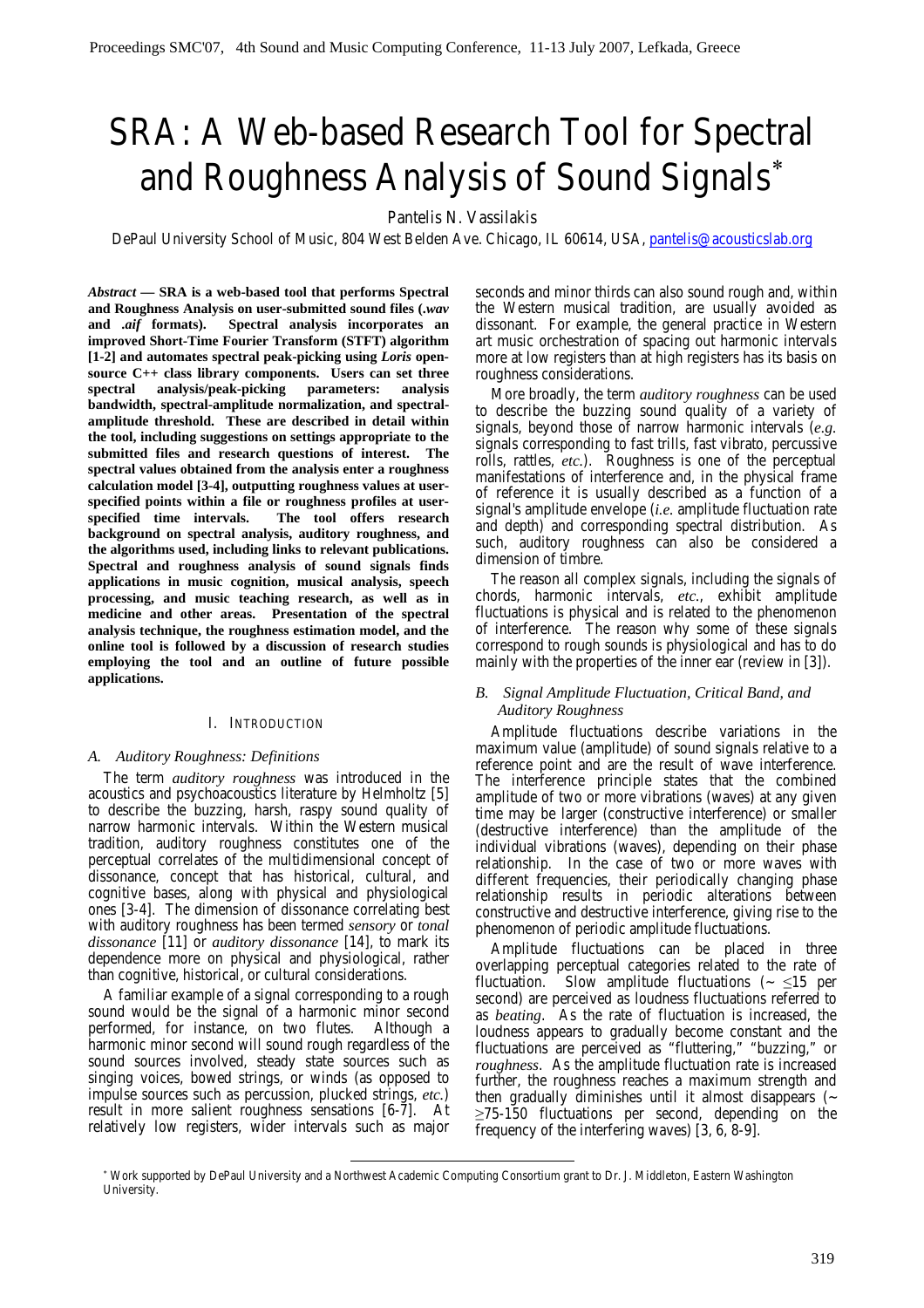# SRA: A Web-based Research Tool for Spectral and Roughness Analysis of Sound Signals*

Pantelis N. Vassilakis

DePaul University School of Music, 804 West Belden Ave. Chicago, IL 60614, USA, pantelis@acousticslab.org

***Abstract*** **— SRA is a web-based tool that performs Spectral and Roughness Analysis on user-submitted sound files (*.wav* and *.aif* formats). Spectral analysis incorporates an improved Short-Time Fourier Transform (STFT) algorithm [1-2] and automates spectral peak-picking using *Loris* open-source C++ class library components. Users can set three spectral analysis/peak-picking parameters: analysis bandwidth, spectral-amplitude normalization, and spectral-amplitude threshold. These are described in detail within the tool, including suggestions on settings appropriate to the submitted files and research questions of interest. The spectral values obtained from the analysis enter a roughness calculation model [3-4], outputting roughness values at user-specified points within a file or roughness profiles at user-specified time intervals. The tool offers research background on spectral analysis, auditory roughness, and the algorithms used, including links to relevant publications. Spectral and roughness analysis of sound signals finds applications in music cognition, musical analysis, speech processing, and music teaching research, as well as in medicine and other areas. Presentation of the spectral analysis technique, the roughness estimation model, and the online tool is followed by a discussion of research studies employing the tool and an outline of future possible applications.**

## I. Introduction

### *A. Auditory Roughness: Definitions*

The term *auditory roughness* was introduced in the acoustics and psychoacoustics literature by Helmholtz [5] to describe the buzzing, harsh, raspy sound quality of narrow harmonic intervals. Within the Western musical tradition, auditory roughness constitutes one of the perceptual correlates of the multidimensional concept of dissonance, concept that has historical, cultural, and cognitive bases, along with physical and physiological ones [3-4]. The dimension of dissonance correlating best with auditory roughness has been termed *sensory* or *tonal dissonance* [11] or *auditory dissonance* [14], to mark its dependence more on physical and physiological, rather than cognitive, historical, or cultural considerations.

A familiar example of a signal corresponding to a rough sound would be the signal of a harmonic minor second performed, for instance, on two flutes. Although a harmonic minor second will sound rough regardless of the sound sources involved, steady state sources such as singing voices, bowed strings, or winds (as opposed to impulse sources such as percussion, plucked strings, *etc.*) result in more salient roughness sensations [6-7]. At relatively low registers, wider intervals such as major seconds and minor thirds can also sound rough and, within the Western musical tradition, are usually avoided as dissonant. For example, the general practice in Western art music orchestration of spacing out harmonic intervals more at low registers than at high registers has its basis on roughness considerations.

More broadly, the term *auditory roughness* can be used to describe the buzzing sound quality of a variety of signals, beyond those of narrow harmonic intervals (*e.g.* signals corresponding to fast trills, fast vibrato, percussive rolls, rattles, *etc.*). Roughness is one of the perceptual manifestations of interference and, in the physical frame of reference it is usually described as a function of a signal's amplitude envelope (*i.e.* amplitude fluctuation rate and depth) and corresponding spectral distribution. As such, auditory roughness can also be considered a dimension of timbre.

The reason all complex signals, including the signals of chords, harmonic intervals, *etc.*, exhibit amplitude fluctuations is physical and is related to the phenomenon of interference. The reason why some of these signals correspond to rough sounds is physiological and has to do mainly with the properties of the inner ear (review in [3]).

### *B. Signal Amplitude Fluctuation, Critical Band, and Auditory Roughness*

Amplitude fluctuations describe variations in the maximum value (amplitude) of sound signals relative to a reference point and are the result of wave interference. The interference principle states that the combined amplitude of two or more vibrations (waves) at any given time may be larger (constructive interference) or smaller (destructive interference) than the amplitude of the individual vibrations (waves), depending on their phase relationship. In the case of two or more waves with different frequencies, their periodically changing phase relationship results in periodic alterations between constructive and destructive interference, giving rise to the phenomenon of periodic amplitude fluctuations.

Amplitude fluctuations can be placed in three overlapping perceptual categories related to the rate of fluctuation. Slow amplitude fluctuations (~ $\leq$15 per second) are perceived as loudness fluctuations referred to as *beating*. As the rate of fluctuation is increased, the loudness appears to gradually become constant and the fluctuations are perceived as "fluttering," "buzzing," or *roughness*. As the amplitude fluctuation rate is increased further, the roughness reaches a maximum strength and then gradually diminishes until it almost disappears (~ $\geq$75-150 fluctuations per second, depending on the frequency of the interfering waves) [3, 6, 8-9].

* Work supported by DePaul University and a Northwest Academic Computing Consortium grant to Dr. J. Middleton, Eastern Washington University.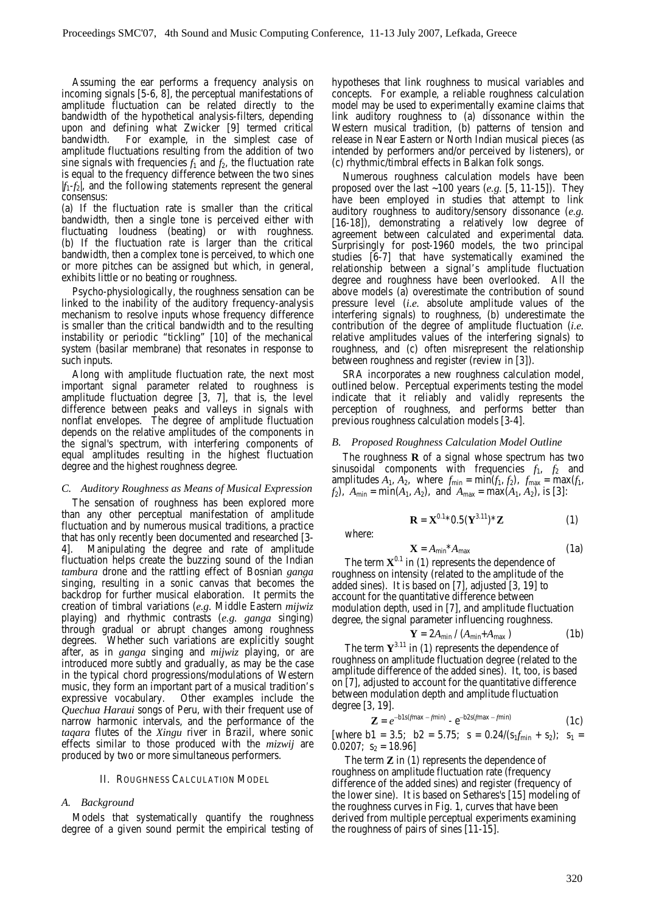Assuming the ear performs a frequency analysis on incoming signals [5-6, 8], the perceptual manifestations of amplitude fluctuation can be related directly to the bandwidth of the hypothetical analysis-filters, depending upon and defining what Zwicker [9] termed critical bandwidth. For example, in the simplest case of amplitude fluctuations resulting from the addition of two sine signals with frequencies $f_1$ and $f_2$, the fluctuation rate is equal to the frequency difference between the two sines $|f_1-f_2|$, and the following statements represent the general consensus:

(a) If the fluctuation rate is smaller than the critical bandwidth, then a single tone is perceived either with fluctuating loudness (beating) or with roughness.

(b) If the fluctuation rate is larger than the critical bandwidth, then a complex tone is perceived, to which one or more pitches can be assigned but which, in general, exhibits little or no beating or roughness.

Psycho-physiologically, the roughness sensation can be linked to the inability of the auditory frequency-analysis mechanism to resolve inputs whose frequency difference is smaller than the critical bandwidth and to the resulting instability or periodic "tickling" [10] of the mechanical system (basilar membrane) that resonates in response to such inputs.

Along with amplitude fluctuation rate, the next most important signal parameter related to roughness is amplitude fluctuation degree [3, 7], that is, the level difference between peaks and valleys in signals with nonflat envelopes. The degree of amplitude fluctuation depends on the relative amplitudes of the components in the signal's spectrum, with interfering components of equal amplitudes resulting in the highest fluctuation degree and the highest roughness degree.

### C. Auditory Roughness as Means of Musical Expression

The sensation of roughness has been explored more than any other perceptual manifestation of amplitude fluctuation and by numerous musical traditions, a practice that has only recently been documented and researched [3-4]. Manipulating the degree and rate of amplitude fluctuation helps create the buzzing sound of the Indian *tambura* drone and the rattling effect of Bosnian *ganga* singing, resulting in a sonic canvas that becomes the backdrop for further musical elaboration. It permits the creation of timbral variations (*e.g.* Middle Eastern *mijwiz* playing) and rhythmic contrasts (*e.g. ganga* singing) through gradual or abrupt changes among roughness degrees. Whether such variations are explicitly sought after, as in *ganga* singing and *mijwiz* playing, or are introduced more subtly and gradually, as may be the case in the typical chord progressions/modulations of Western music, they form an important part of a musical tradition's expressive vocabulary. Other examples include the *Quechua Haraui* songs of Peru, with their frequent use of narrow harmonic intervals, and the performance of the *taqara* flutes of the *Xingu* river in Brazil, where sonic effects similar to those produced with the *mizwij* are produced by two or more simultaneous performers.

## II. ROUGHNESS CALCULATION MODEL

### A. Background

Models that systematically quantify the roughness degree of a given sound permit the empirical testing of hypotheses that link roughness to musical variables and concepts. For example, a reliable roughness calculation model may be used to experimentally examine claims that link auditory roughness to (a) dissonance within the Western musical tradition, (b) patterns of tension and release in Near Eastern or North Indian musical pieces (as intended by performers and/or perceived by listeners), or (c) rhythmic/timbral effects in Balkan folk songs.

Numerous roughness calculation models have been proposed over the last ~100 years (*e.g.* [5, 11-15]). They have been employed in studies that attempt to link auditory roughness to auditory/sensory dissonance (*e.g.* [16-18]), demonstrating a relatively low degree of agreement between calculated and experimental data. Surprisingly for post-1960 models, the two principal studies [6-7] that have systematically examined the relationship between a signal's amplitude fluctuation degree and roughness have been overlooked. All the above models (a) overestimate the contribution of sound pressure level (*i.e.* absolute amplitude values of the interfering signals) to roughness, (b) underestimate the contribution of the degree of amplitude fluctuation (*i.e.* relative amplitudes values of the interfering signals) to roughness, and (c) often misrepresent the relationship between roughness and register (review in [3]).

SRA incorporates a new roughness calculation model, outlined below. Perceptual experiments testing the model indicate that it reliably and validly represents the perception of roughness, and performs better than previous roughness calculation models [3-4].

### B. Proposed Roughness Calculation Model Outline

The roughness $\mathbf{R}$ of a signal whose spectrum has two sinusoidal components with frequencies $f_1$, $f_2$ and amplitudes $A_1$, $A_2$, where $f_{min} = \min(f_1, f_2)$, $f_{max} = \max(f_1, f_2)$, $A_{min} = \min(A_1, A_2)$, and $A_{max} = \max(A_1, A_2)$, is [3]:

$$\mathbf{R} = \mathbf{X}^{0.1} * 0.5(\mathbf{Y}^{3.11}) * \mathbf{Z} \quad (1)$$

where:

$$\mathbf{X} = A_{min} * A_{max} \quad (1a)$$

The term $\mathbf{X}^{0.1}$ in (1) represents the dependence of roughness on intensity (related to the amplitude of the added sines). It is based on [7], adjusted [3, 19] to account for the quantitative difference between modulation depth, used in [7], and amplitude fluctuation degree, the signal parameter influencing roughness.

$$\mathbf{Y} = 2A_{min} / (A_{min} + A_{max}) \quad (1b)$$

The term $\mathbf{Y}^{3.11}$ in (1) represents the dependence of roughness on amplitude fluctuation degree (related to the amplitude difference of the added sines). It, too, is based on [7], adjusted to account for the quantitative difference between modulation depth and amplitude fluctuation degree [3, 19].

$$\mathbf{Z} = e^{-b1s(f_{max} - f_{min})} - e^{-b2s(f_{max} - f_{min})} \quad (1c)$$

[where $b1 = 3.5$; $b2 = 5.75$; $s = 0.24/(s_1 f_{min} + s_2)$; $s_1 = 0.0207$; $s_2 = 18.96$]

The term $\mathbf{Z}$ in (1) represents the dependence of roughness on amplitude fluctuation rate (frequency difference of the added sines) and register (frequency of the lower sine). It is based on Sethares's [15] modeling of the roughness curves in Fig. 1, curves that have been derived from multiple perceptual experiments examining the roughness of pairs of sines [11-15].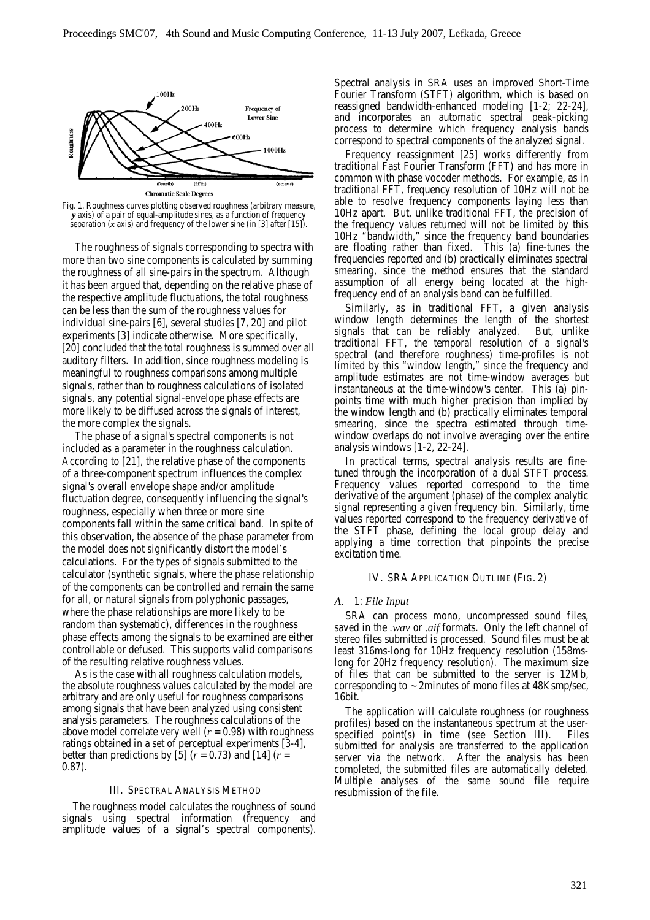Fig. 1. Roughness curves plotting observed roughness (arbitrary measure, $y$ axis) of a pair of equal-amplitude sines, as a function of frequency separation ($x$ axis) and frequency of the lower sine (in [3] after [15]).

The roughness of signals corresponding to spectra with more than two sine components is calculated by summing the roughness of all sine-pairs in the spectrum. Although it has been argued that, depending on the relative phase of the respective amplitude fluctuations, the total roughness can be less than the sum of the roughness values for individual sine-pairs [6], several studies [7, 20] and pilot experiments [3] indicate otherwise. More specifically, [20] concluded that the total roughness is summed over all auditory filters. In addition, since roughness modeling is meaningful to roughness comparisons among multiple signals, rather than to roughness calculations of isolated signals, any potential signal-envelope phase effects are more likely to be diffused across the signals of interest, the more complex the signals.

The phase of a signal's spectral components is not included as a parameter in the roughness calculation. According to [21], the relative phase of the components of a three-component spectrum influences the complex signal's overall envelope shape and/or amplitude fluctuation degree, consequently influencing the signal's roughness, especially when three or more sine components fall within the same critical band. In spite of this observation, the absence of the phase parameter from the model does not significantly distort the model's calculations. For the types of signals submitted to the calculator (synthetic signals, where the phase relationship of the components can be controlled and remain the same for all, or natural signals from polyphonic passages, where the phase relationships are more likely to be random than systematic), differences in the roughness phase effects among the signals to be examined are either controllable or defused. This supports valid comparisons of the resulting relative roughness values.

As is the case with all roughness calculation models, the absolute roughness values calculated by the model are arbitrary and are only useful for roughness comparisons among signals that have been analyzed using consistent analysis parameters. The roughness calculations of the above model correlate very well ($r = 0.98$) with roughness ratings obtained in a set of perceptual experiments [3-4], better than predictions by [5] ($r = 0.73$) and [14] ($r = 0.87$).

## III. Spectral Analysis Method

The roughness model calculates the roughness of sound signals using spectral information (frequency and amplitude values of a signal's spectral components). Spectral analysis in SRA uses an improved Short-Time Fourier Transform (STFT) algorithm, which is based on reassigned bandwidth-enhanced modeling [1-2; 22-24], and incorporates an automatic spectral peak-picking process to determine which frequency analysis bands correspond to spectral components of the analyzed signal.

Frequency reassignment [25] works differently from traditional Fast Fourier Transform (FFT) and has more in common with phase vocoder methods. For example, as in traditional FFT, frequency resolution of 10Hz will not be able to resolve frequency components laying less than 10Hz apart. But, unlike traditional FFT, the precision of the frequency values returned will not be limited by this 10Hz "bandwidth," since the frequency band boundaries are floating rather than fixed. This (a) fine-tunes the frequencies reported and (b) practically eliminates spectral smearing, since the method ensures that the standard assumption of all energy being located at the high-frequency end of an analysis band can be fulfilled.

Similarly, as in traditional FFT, a given analysis window length determines the length of the shortest signals that can be reliably analyzed. But, unlike traditional FFT, the temporal resolution of a signal's spectral (and therefore roughness) time-profiles is not limited by this "window length," since the frequency and amplitude estimates are not time-window averages but instantaneous at the time-window's center. This (a) pinpoints time with much higher precision than implied by the window length and (b) practically eliminates temporal smearing, since the spectra estimated through time-window overlaps do not involve averaging over the entire analysis windows [1-2, 22-24].

In practical terms, spectral analysis results are fine-tuned through the incorporation of a dual STFT process. Frequency values reported correspond to the time derivative of the argument (phase) of the complex analytic signal representing a given frequency bin. Similarly, time values reported correspond to the frequency derivative of the STFT phase, defining the local group delay and applying a time correction that pinpoints the precise excitation time.

## IV. SRA Application Outline (Fig. 2)

### A. 1: *File Input*

SRA can process mono, uncompressed sound files, saved in the *.wav* or *.aif* formats. Only the left channel of stereo files submitted is processed. Sound files must be at least 316ms-long for 10Hz frequency resolution (158ms-long for 20Hz frequency resolution). The maximum size of files that can be submitted to the server is 12Mb, corresponding to ~2minutes of mono files at 48Ksmp/sec, 16bit.

The application will calculate roughness (or roughness profiles) based on the instantaneous spectrum at the user-specified point(s) in time (see Section III). Files submitted for analysis are transferred to the application server via the network. After the analysis has been completed, the submitted files are automatically deleted. Multiple analyses of the same sound file require resubmission of the file.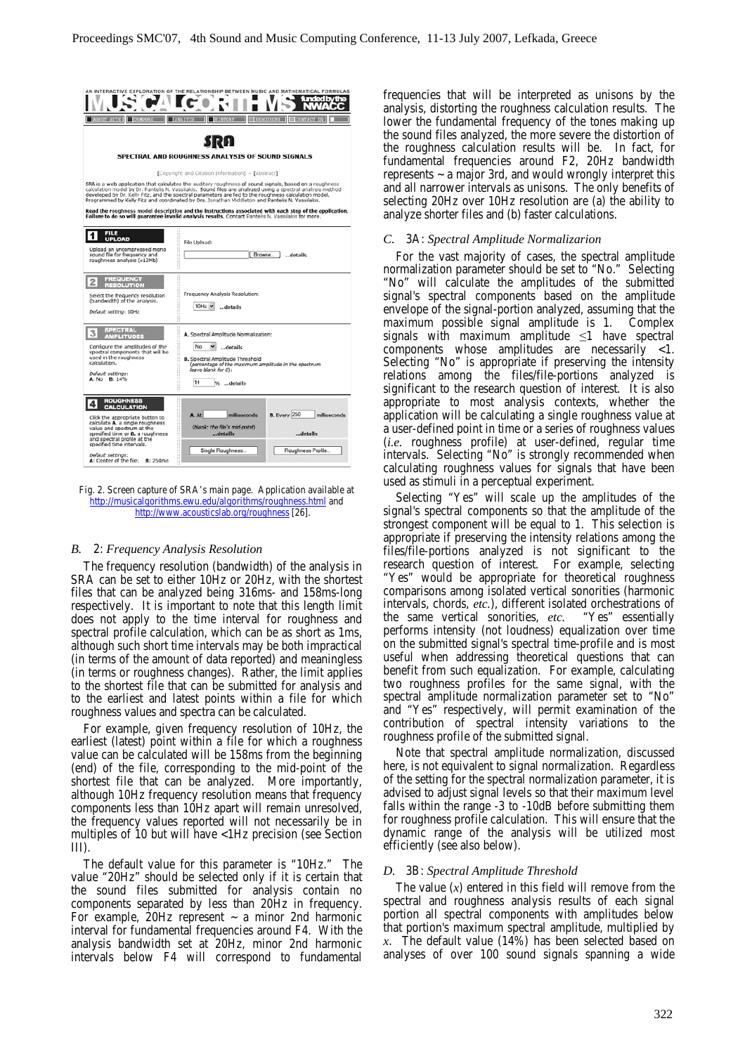Fig. 2. Screen capture of SRA's main page. Application available at http://musicalgorithms.ewu.edu/algorithms/roughness.html and http://www.acousticslab.org/roughness [26].

### B. 2: *Frequency Analysis Resolution*

The frequency resolution (bandwidth) of the analysis in SRA can be set to either 10Hz or 20Hz, with the shortest files that can be analyzed being 316ms- and 158ms-long respectively. It is important to note that this length limit does not apply to the time interval for roughness and spectral profile calculation, which can be as short as 1ms, although such short time intervals may be both impractical (in terms of the amount of data reported) and meaningless (in terms or roughness changes). Rather, the limit applies to the shortest file that can be submitted for analysis and to the earliest and latest points within a file for which roughness values and spectra can be calculated.

For example, given frequency resolution of 10Hz, the earliest (latest) point within a file for which a roughness value can be calculated will be 158ms from the beginning (end) of the file, corresponding to the mid-point of the shortest file that can be analyzed. More importantly, although 10Hz frequency resolution means that frequency components less than 10Hz apart will remain unresolved, the frequency values reported will not necessarily be in multiples of 10 but will have <1Hz precision (see Section III).

The default value for this parameter is "10Hz." The value "20Hz" should be selected only if it is certain that the sound files submitted for analysis contain no components separated by less than 20Hz in frequency. For example, 20Hz represent ~ a minor 2nd harmonic interval for fundamental frequencies around F4. With the analysis bandwidth set at 20Hz, minor 2nd harmonic intervals below F4 will correspond to fundamental frequencies that will be interpreted as unisons by the analysis, distorting the roughness calculation results. The lower the fundamental frequency of the tones making up the sound files analyzed, the more severe the distortion of the roughness calculation results will be. In fact, for fundamental frequencies around F2, 20Hz bandwidth represents ~ a major 3rd, and would wrongly interpret this and all narrower intervals as unisons. The only benefits of selecting 20Hz over 10Hz resolution are (a) the ability to analyze shorter files and (b) faster calculations.

### C. 3A: *Spectral Amplitude Normalizarion*

For the vast majority of cases, the spectral amplitude normalization parameter should be set to "No." Selecting "No" will calculate the amplitudes of the submitted signal's spectral components based on the amplitude envelope of the signal-portion analyzed, assuming that the maximum possible signal amplitude is 1. Complex signals with maximum amplitude $\leq 1$ have spectral components whose amplitudes are necessarily $<1$. Selecting "No" is appropriate if preserving the intensity relations among the files/file-portions analyzed is significant to the research question of interest. It is also appropriate to most analysis contexts, whether the application will be calculating a single roughness value at a user-defined point in time or a series of roughness values (*i.e.* roughness profile) at user-defined, regular time intervals. Selecting "No" is strongly recommended when calculating roughness values for signals that have been used as stimuli in a perceptual experiment.

Selecting "Yes" will scale up the amplitudes of the signal's spectral components so that the amplitude of the strongest component will be equal to 1. This selection is appropriate if preserving the intensity relations among the files/file-portions analyzed is not significant to the research question of interest. For example, selecting "Yes" would be appropriate for theoretical roughness comparisons among isolated vertical sonorities (harmonic intervals, chords, *etc.*), different isolated orchestrations of the same vertical sonorities, *etc.* "Yes" essentially performs intensity (not loudness) equalization over time on the submitted signal's spectral time-profile and is most useful when addressing theoretical questions that can benefit from such equalization. For example, calculating two roughness profiles for the same signal, with the spectral amplitude normalization parameter set to "No" and "Yes" respectively, will permit examination of the contribution of spectral intensity variations to the roughness profile of the submitted signal.

Note that spectral amplitude normalization, discussed here, is not equivalent to signal normalization. Regardless of the setting for the spectral normalization parameter, it is advised to adjust signal levels so that their maximum level falls within the range -3 to -10dB before submitting them for roughness profile calculation. This will ensure that the dynamic range of the analysis will be utilized most efficiently (see also below).

### D. 3B: *Spectral Amplitude Threshold*

The value ($x$) entered in this field will remove from the spectral and roughness analysis results of each signal portion all spectral components with amplitudes below that portion's maximum spectral amplitude, multiplied by $x$. The default value (14%) has been selected based on analyses of over 100 sound signals spanning a wide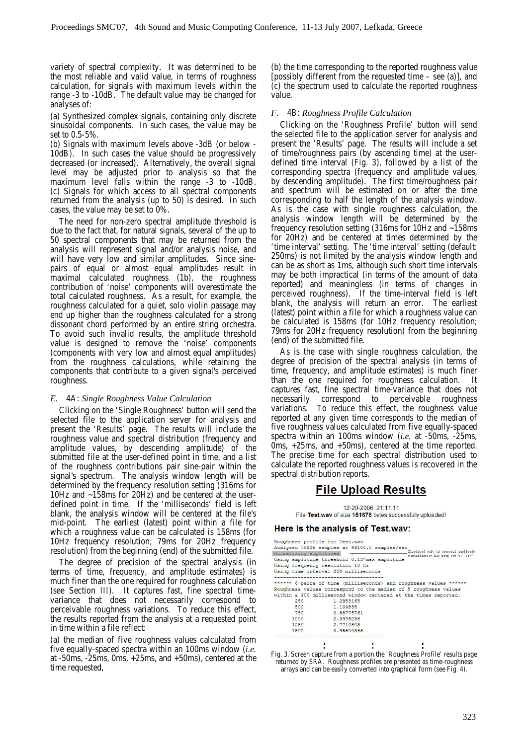variety of spectral complexity. It was determined to be the most reliable and valid value, in terms of roughness calculation, for signals with maximum levels within the range -3 to -10dB. The default value may be changed for analyses of:

(a) Synthesized complex signals, containing only discrete sinusoidal components. In such cases, the value may be set to 0.5-5%.

(b) Signals with maximum levels above -3dB (or below -10dB). In such cases the value should be progressively decreased (or increased). Alternatively, the overall signal level may be adjusted prior to analysis so that the maximum level falls within the range -3 to -10dB.

(c) Signals for which access to all spectral components returned from the analysis (up to 50) is desired. In such cases, the value may be set to 0%.

The need for non-zero spectral amplitude threshold is due to the fact that, for natural signals, several of the up to 50 spectral components that may be returned from the analysis will represent signal and/or analysis noise, and will have very low and similar amplitudes. Since sine-pairs of equal or almost equal amplitudes result in maximal calculated roughness (1b), the roughness contribution of 'noise' components will overestimate the total calculated roughness. As a result, for example, the roughness calculated for a quiet, solo violin passage may end up higher than the roughness calculated for a strong dissonant chord performed by an entire string orchestra. To avoid such invalid results, the amplitude threshold value is designed to remove the 'noise' components (components with very low and almost equal amplitudes) from the roughness calculations, while retaining the components that contribute to a given signal's perceived roughness.

### *E. 4A: Single Roughness Value Calculation*

Clicking on the 'Single Roughness' button will send the selected file to the application server for analysis and present the 'Results' page. The results will include the roughness value and spectral distribution (frequency and amplitude values, by descending amplitude) of the submitted file at the user-defined point in time, and a list of the roughness contributions pair sine-pair within the signal's spectrum. The analysis window length will be determined by the frequency resolution setting (316ms for 10Hz and ~158ms for 20Hz) and be centered at the user-defined point in time. If the 'milliseconds' field is left blank, the analysis window will be centered at the file's mid-point. The earliest (latest) point within a file for which a roughness value can be calculated is 158ms (for 10Hz frequency resolution; 79ms for 20Hz frequency resolution) from the beginning (end) of the submitted file.

The degree of precision of the spectral analysis (in terms of time, frequency, and amplitude estimates) is much finer than the one required for roughness calculation (see Section III). It captures fast, fine spectral time-variance that does not necessarily correspond to perceivable roughness variations. To reduce this effect, the results reported from the analysis at a requested point in time within a file reflect:

(a) the median of five roughness values calculated from five equally-spaced spectra within an 100ms window (*i.e.* at -50ms, -25ms, 0ms, +25ms, and +50ms), centered at the time requested,

(b) the time corresponding to the reported roughness value [possibly different from the requested time – see (a)], and

(c) the spectrum used to calculate the reported roughness value.

### *F. 4B: Roughness Profile Calculation*

Clicking on the 'Roughness Profile' button will send the selected file to the application server for analysis and present the 'Results' page. The results will include a set of time/roughness pairs (by ascending time) at the user-defined time interval (Fig. 3), followed by a list of the corresponding spectra (frequency and amplitude values, by descending amplitude). The first time/roughness pair and spectrum will be estimated on or after the time corresponding to half the length of the analysis window. As is the case with single roughness calculation, the analysis window length will be determined by the frequency resolution setting (316ms for 10Hz and ~158ms for 20Hz) and be centered at times determined by the 'time interval' setting. The 'time interval' setting (default: 250ms) is not limited by the analysis window length and can be as short as 1ms, although such short time intervals may be both impractical (in terms of the amount of data reported) and meaningless (in terms of changes in perceived roughness). If the time-interval field is left blank, the analysis will return an error. The earliest (latest) point within a file for which a roughness value can be calculated is 158ms (for 10Hz frequency resolution; 79ms for 20Hz frequency resolution) from the beginning (end) of the submitted file.

As is the case with single roughness calculation, the degree of precision of the spectral analysis (in terms of time, frequency, and amplitude estimates) is much finer than the one required for roughness calculation. It captures fast, fine spectral time-variance that does not necessarily correspond to perceivable roughness variations. To reduce this effect, the roughness value reported at any given time corresponds to the median of five roughness values calculated from five equally-spaced spectra within an 100ms window (*i.e.* at -50ms, -25ms, 0ms, +25ms, and +50ms), centered at the time reported. The precise time for each spectral distribution used to calculate the reported roughness values is recovered in the spectral distribution reports.

**File Upload Results**

12-20-2006, 21:11:11
File **Test.wav** of size **151676** bytes successfully uploaded!

**Here is the analysis of Test.wav:**

```
Roughness profile for Test.wav
Analyzed 75816 samples at 44100.0 samples/sec
Normalizing amplitudes          <-- Displayed only if spectral amplitude normalization has been set to "Yes"
Using amplitude threshold 0.13*max amplitude
Using frequency resolution 10 Hz
Using time interval 250 milliseconds
------------------------------------
****** 6 pairs of time (milliseconds) and roughness values ******
Roughness values correspond to the median of 5 roughness values
within a 100 millisecond window centered at the times reported.
   250        1.2953165
   500        1.104838
   750        0.88775761
  1000        2.3998238
  1250        2.7710803
  1500        0.95504365
------------------------------------
      :            :            :
```

Fig. 3. Screen capture from a portion the 'Roughness Profile' results page returned by SRA. Roughness profiles are presented as time-roughness arrays and can be easily converted into graphical form (see Fig. 4).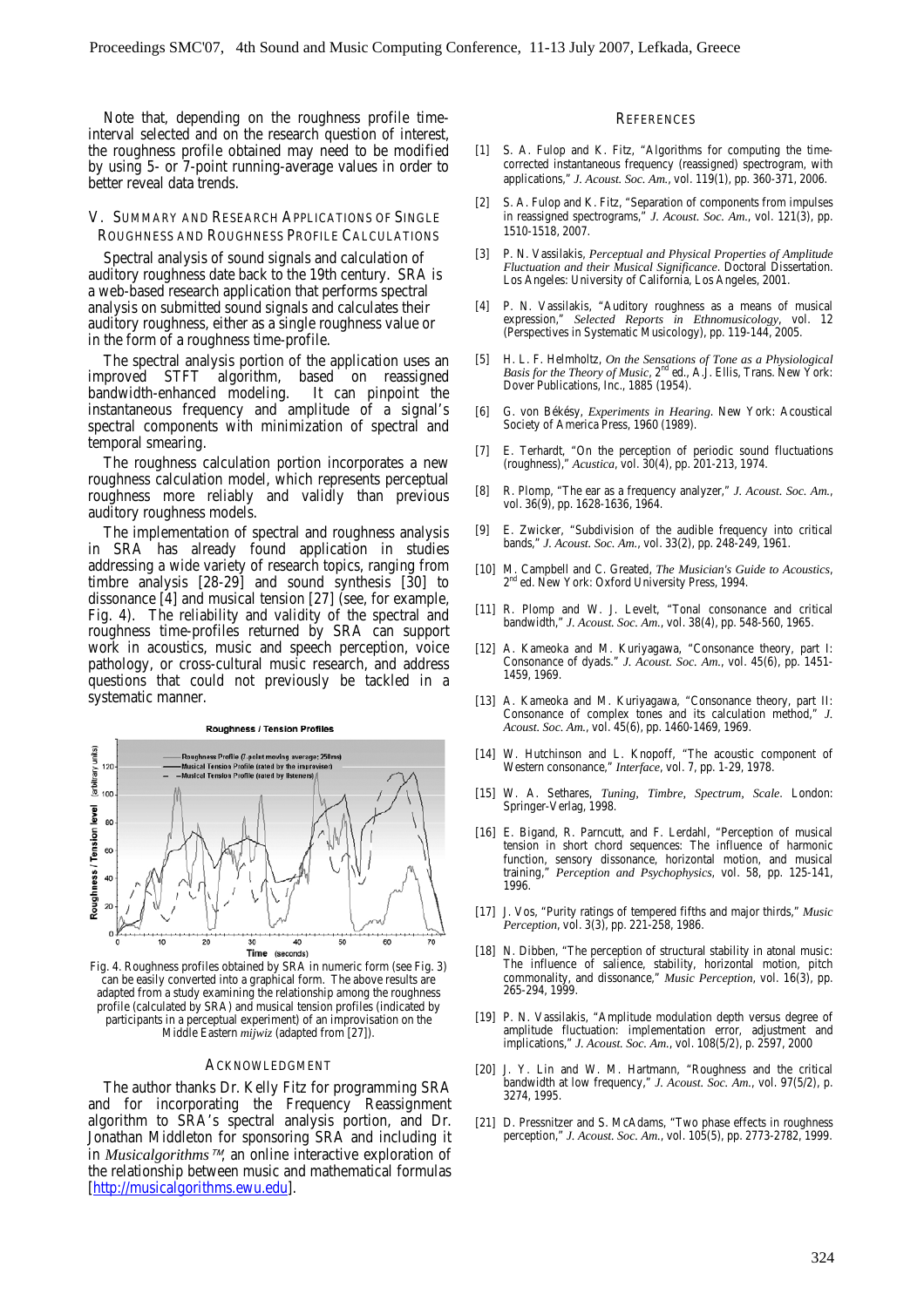Note that, depending on the roughness profile time-interval selected and on the research question of interest, the roughness profile obtained may need to be modified by using 5- or 7-point running-average values in order to better reveal data trends.

## V. Summary and Research Applications of Single Roughness and Roughness Profile Calculations

Spectral analysis of sound signals and calculation of auditory roughness date back to the 19th century. SRA is a web-based research application that performs spectral analysis on submitted sound signals and calculates their auditory roughness, either as a single roughness value or in the form of a roughness time-profile.

The spectral analysis portion of the application uses an improved STFT algorithm, based on reassigned bandwidth-enhanced modeling. It can pinpoint the instantaneous frequency and amplitude of a signal's spectral components with minimization of spectral and temporal smearing.

The roughness calculation portion incorporates a new roughness calculation model, which represents perceptual roughness more reliably and validly than previous auditory roughness models.

The implementation of spectral and roughness analysis in SRA has already found application in studies addressing a wide variety of research topics, ranging from timbre analysis [28-29] and sound synthesis [30] to dissonance [4] and musical tension [27] (see, for example, Fig. 4). The reliability and validity of the spectral and roughness time-profiles returned by SRA can support work in acoustics, music and speech perception, voice pathology, or cross-cultural music research, and address questions that could not previously be tackled in a systematic manner.

Fig. 4. Roughness profiles obtained by SRA in numeric form (see Fig. 3) can be easily converted into a graphical form. The above results are adapted from a study examining the relationship among the roughness profile (calculated by SRA) and musical tension profiles (indicated by participants in a perceptual experiment) of an improvisation on the Middle Eastern *mijwiz* (adapted from [27]).

## Acknowledgment

The author thanks Dr. Kelly Fitz for programming SRA and for incorporating the Frequency Reassignment algorithm to SRA's spectral analysis portion, and Dr. Jonathan Middleton for sponsoring SRA and including it in *Musicalgorithms™*, an online interactive exploration of the relationship between music and mathematical formulas [http://musicalgorithms.ewu.edu].

## References

[1] S. A. Fulop and K. Fitz, "Algorithms for computing the time-corrected instantaneous frequency (reassigned) spectrogram, with applications," *J. Acoust. Soc. Am.*, vol. 119(1), pp. 360-371, 2006.

[2] S. A. Fulop and K. Fitz, "Separation of components from impulses in reassigned spectrograms," *J. Acoust. Soc. Am.*, vol. 121(3), pp. 1510-1518, 2007.

[3] P. N. Vassilakis, *Perceptual and Physical Properties of Amplitude Fluctuation and their Musical Significance*. Doctoral Dissertation. Los Angeles: University of California, Los Angeles, 2001.

[4] P. N. Vassilakis, "Auditory roughness as a means of musical expression," *Selected Reports in Ethnomusicology*, vol. 12 (Perspectives in Systematic Musicology), pp. 119-144, 2005.

[5] H. L. F. Helmholtz, *On the Sensations of Tone as a Physiological Basis for the Theory of Music*, 2nd ed., A.J. Ellis, Trans. New York: Dover Publications, Inc., 1885 (1954).

[6] G. von Békésy, *Experiments in Hearing*. New York: Acoustical Society of America Press, 1960 (1989).

[7] E. Terhardt, "On the perception of periodic sound fluctuations (roughness)," *Acustica*, vol. 30(4), pp. 201-213, 1974.

[8] R. Plomp, "The ear as a frequency analyzer," *J. Acoust. Soc. Am.*, vol. 36(9), pp. 1628-1636, 1964.

[9] E. Zwicker, "Subdivision of the audible frequency into critical bands," *J. Acoust. Soc. Am.*, vol. 33(2), pp. 248-249, 1961.

[10] M. Campbell and C. Greated, *The Musician's Guide to Acoustics*, 2nd ed. New York: Oxford University Press, 1994.

[11] R. Plomp and W. J. Levelt, "Tonal consonance and critical bandwidth," *J. Acoust. Soc. Am.*, vol. 38(4), pp. 548-560, 1965.

[12] A. Kameoka and M. Kuriyagawa, "Consonance theory, part I: Consonance of dyads." *J. Acoust. Soc. Am.*, vol. 45(6), pp. 1451-1459, 1969.

[13] A. Kameoka and M. Kuriyagawa, "Consonance theory, part II: Consonance of complex tones and its calculation method," *J. Acoust. Soc. Am.*, vol. 45(6), pp. 1460-1469, 1969.

[14] W. Hutchinson and L. Knopoff, "The acoustic component of Western consonance," *Interface*, vol. 7, pp. 1-29, 1978.

[15] W. A. Sethares, *Tuning, Timbre, Spectrum, Scale*. London: Springer-Verlag, 1998.

[16] E. Bigand, R. Parncutt, and F. Lerdahl, "Perception of musical tension in short chord sequences: The influence of harmonic function, sensory dissonance, horizontal motion, and musical training," *Perception and Psychophysics*, vol. 58, pp. 125-141, 1996.

[17] J. Vos, "Purity ratings of tempered fifths and major thirds," *Music Perception*, vol. 3(3), pp. 221-258, 1986.

[18] N. Dibben, "The perception of structural stability in atonal music: The influence of salience, stability, horizontal motion, pitch commonality, and dissonance," *Music Perception*, vol. 16(3), pp. 265-294, 1999.

[19] P. N. Vassilakis, "Amplitude modulation depth versus degree of amplitude fluctuation: implementation error, adjustment and implications," *J. Acoust. Soc. Am.*, vol. 108(5/2), p. 2597, 2000

[20] J. Y. Lin and W. M. Hartmann, "Roughness and the critical bandwidth at low frequency," *J. Acoust. Soc. Am.*, vol. 97(5/2), p. 3274, 1995.

[21] D. Pressnitzer and S. McAdams, "Two phase effects in roughness perception," *J. Acoust. Soc. Am.*, vol. 105(5), pp. 2773-2782, 1999.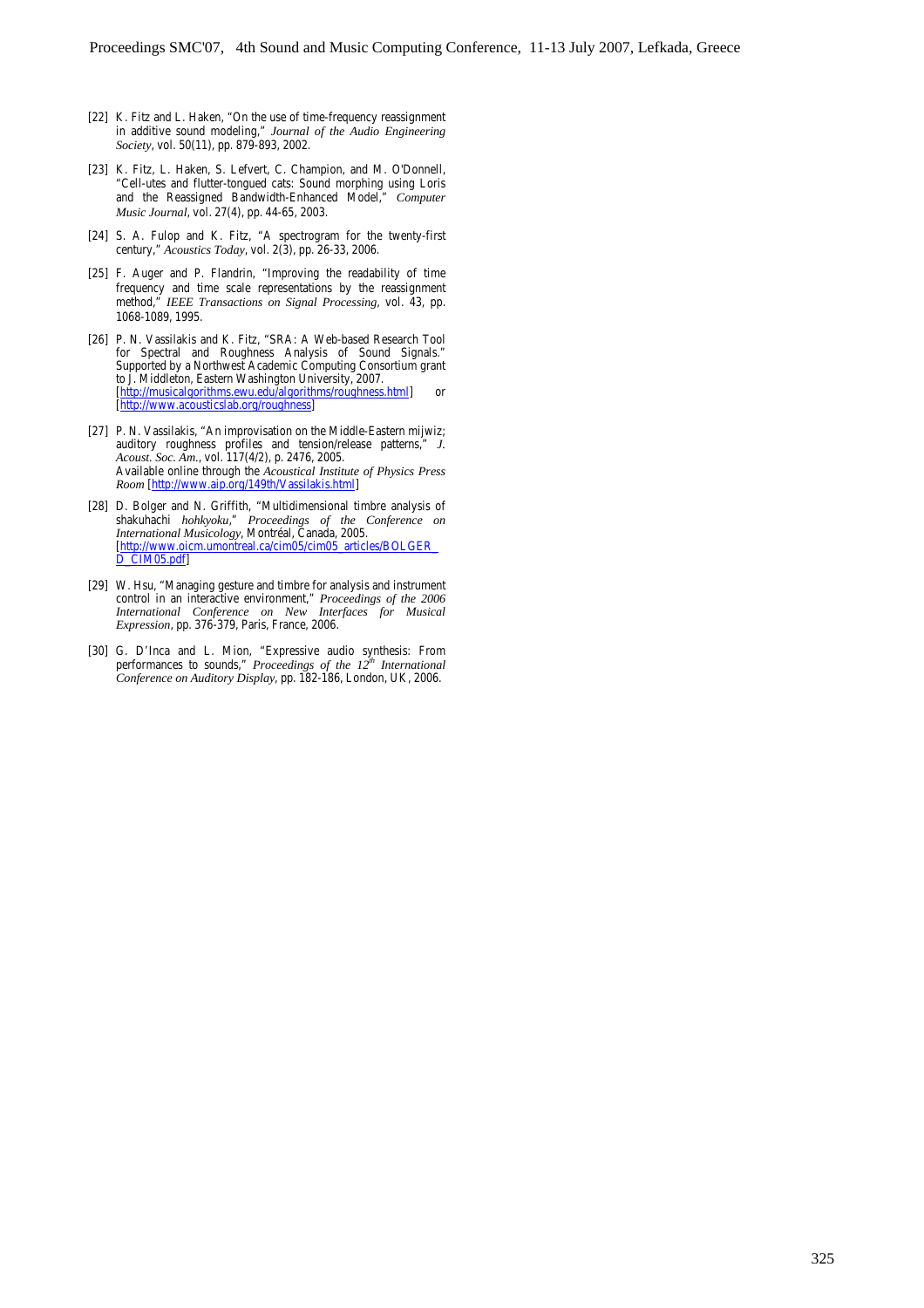[22] K. Fitz and L. Haken, "On the use of time-frequency reassignment in additive sound modeling," *Journal of the Audio Engineering Society*, vol. 50(11), pp. 879-893, 2002.

[23] K. Fitz, L. Haken, S. Lefvert, C. Champion, and M. O'Donnell, "Cell-utes and flutter-tongued cats: Sound morphing using Loris and the Reassigned Bandwidth-Enhanced Model," *Computer Music Journal*, vol. 27(4), pp. 44-65, 2003.

[24] S. A. Fulop and K. Fitz, "A spectrogram for the twenty-first century," *Acoustics Today*, vol. 2(3), pp. 26-33, 2006.

[25] F. Auger and P. Flandrin, "Improving the readability of time frequency and time scale representations by the reassignment method," *IEEE Transactions on Signal Processing*, vol. 43, pp. 1068-1089, 1995.

[26] P. N. Vassilakis and K. Fitz, "SRA: A Web-based Research Tool for Spectral and Roughness Analysis of Sound Signals." Supported by a Northwest Academic Computing Consortium grant to J. Middleton, Eastern Washington University, 2007. [http://musicalgorithms.ewu.edu/algorithms/roughness.html] or [http://www.acousticslab.org/roughness]

[27] P. N. Vassilakis, "An improvisation on the Middle-Eastern mijwiz; auditory roughness profiles and tension/release patterns," *J. Acoust. Soc. Am.*, vol. 117(4/2), p. 2476, 2005. Available online through the *Acoustical Institute of Physics Press Room* [http://www.aip.org/149th/Vassilakis.html]

[28] D. Bolger and N. Griffith, "Multidimensional timbre analysis of shakuhachi *hohkyoku*," *Proceedings of the Conference on International Musicology*, Montréal, Canada, 2005. [http://www.oicm.umontreal.ca/cim05/cim05_articles/BOLGER_D_CIM05.pdf]

[29] W. Hsu, "Managing gesture and timbre for analysis and instrument control in an interactive environment," *Proceedings of the 2006 International Conference on New Interfaces for Musical Expression*, pp. 376-379, Paris, France, 2006.

[30] G. D'Inca and L. Mion, "Expressive audio synthesis: From performances to sounds," *Proceedings of the 12th International Conference on Auditory Display*, pp. 182-186, London, UK, 2006.